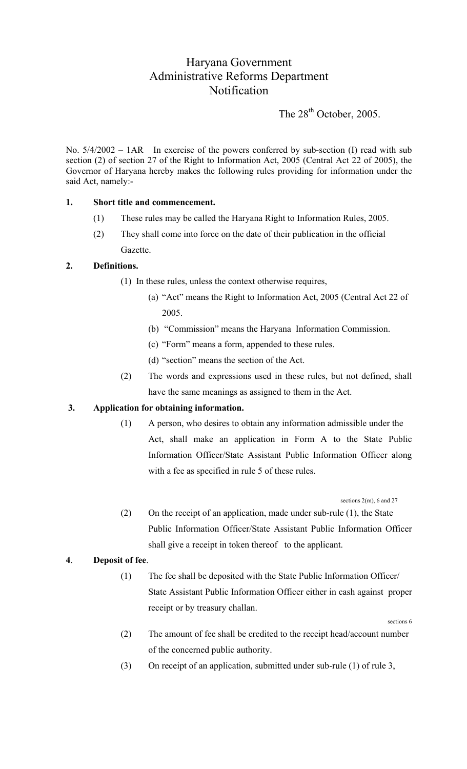# Haryana Government
## Administrative Reforms Department
## Notification

The 28th October, 2005.

No. 5/4/2002 – 1AR In exercise of the powers conferred by sub-section (I) read with sub section (2) of section 27 of the Right to Information Act, 2005 (Central Act 22 of 2005), the Governor of Haryana hereby makes the following rules providing for information under the said Act, namely:-

**1. Short title and commencement.**

(1) These rules may be called the Haryana Right to Information Rules, 2005.

(2) They shall come into force on the date of their publication in the official Gazette.

**2. Definitions.**

(1) In these rules, unless the context otherwise requires,

(a) "Act" means the Right to Information Act, 2005 (Central Act 22 of 2005.

(b) "Commission" means the Haryana Information Commission.

(c) "Form" means a form, appended to these rules.

(d) "section" means the section of the Act.

(2) The words and expressions used in these rules, but not defined, shall have the same meanings as assigned to them in the Act.

**3. Application for obtaining information.**

(1) A person, who desires to obtain any information admissible under the Act, shall make an application in Form A to the State Public Information Officer/State Assistant Public Information Officer along with a fee as specified in rule 5 of these rules.

sections 2(m), 6 and 27

(2) On the receipt of an application, made under sub-rule (1), the State Public Information Officer/State Assistant Public Information Officer shall give a receipt in token thereof to the applicant.

**4. Deposit of fee.**

(1) The fee shall be deposited with the State Public Information Officer/ State Assistant Public Information Officer either in cash against proper receipt or by treasury challan.

sections 6

(2) The amount of fee shall be credited to the receipt head/account number of the concerned public authority.

(3) On receipt of an application, submitted under sub-rule (1) of rule 3,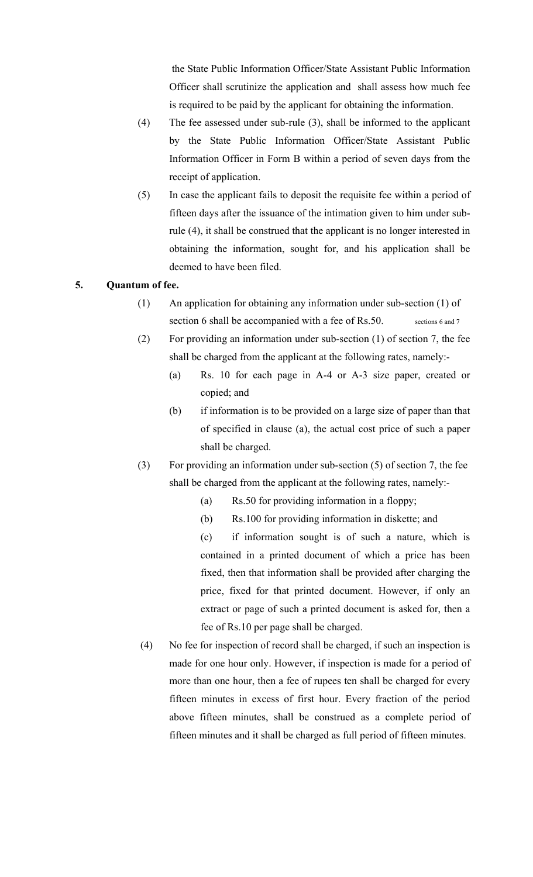the State Public Information Officer/State Assistant Public Information Officer shall scrutinize the application and shall assess how much fee is required to be paid by the applicant for obtaining the information.

(4) The fee assessed under sub-rule (3), shall be informed to the applicant by the State Public Information Officer/State Assistant Public Information Officer in Form B within a period of seven days from the receipt of application.

(5) In case the applicant fails to deposit the requisite fee within a period of fifteen days after the issuance of the intimation given to him under sub-rule (4), it shall be construed that the applicant is no longer interested in obtaining the information, sought for, and his application shall be deemed to have been filed.

**5. Quantum of fee.**

(1) An application for obtaining any information under sub-section (1) of section 6 shall be accompanied with a fee of Rs.50. sections 6 and 7

(2) For providing an information under sub-section (1) of section 7, the fee shall be charged from the applicant at the following rates, namely:-

(a) Rs. 10 for each page in A-4 or A-3 size paper, created or copied; and

(b) if information is to be provided on a large size of paper than that of specified in clause (a), the actual cost price of such a paper shall be charged.

(3) For providing an information under sub-section (5) of section 7, the fee shall be charged from the applicant at the following rates, namely:-

(a) Rs.50 for providing information in a floppy;

(b) Rs.100 for providing information in diskette; and

(c) if information sought is of such a nature, which is contained in a printed document of which a price has been fixed, then that information shall be provided after charging the price, fixed for that printed document. However, if only an extract or page of such a printed document is asked for, then a fee of Rs.10 per page shall be charged.

(4) No fee for inspection of record shall be charged, if such an inspection is made for one hour only. However, if inspection is made for a period of more than one hour, then a fee of rupees ten shall be charged for every fifteen minutes in excess of first hour. Every fraction of the period above fifteen minutes, shall be construed as a complete period of fifteen minutes and it shall be charged as full period of fifteen minutes.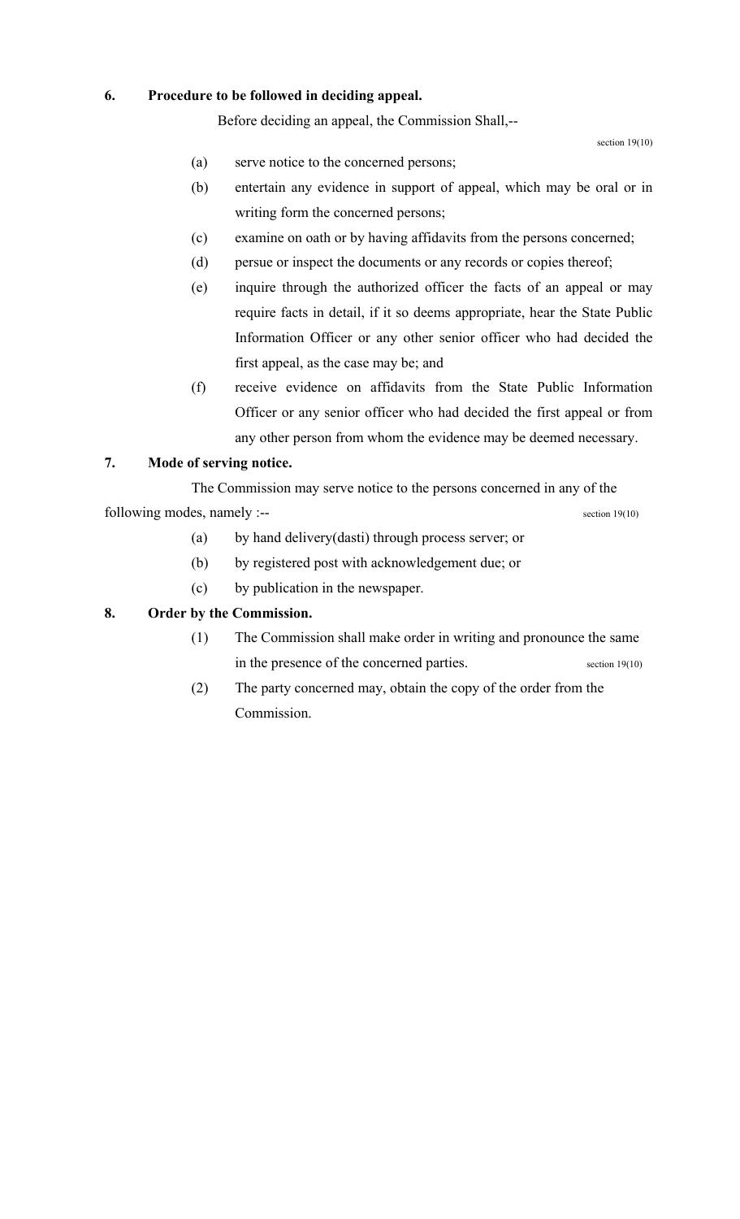**6. Procedure to be followed in deciding appeal.**

Before deciding an appeal, the Commission Shall,--

section 19(10)

(a) serve notice to the concerned persons;

(b) entertain any evidence in support of appeal, which may be oral or in writing form the concerned persons;

(c) examine on oath or by having affidavits from the persons concerned;

(d) persue or inspect the documents or any records or copies thereof;

(e) inquire through the authorized officer the facts of an appeal or may require facts in detail, if it so deems appropriate, hear the State Public Information Officer or any other senior officer who had decided the first appeal, as the case may be; and

(f) receive evidence on affidavits from the State Public Information Officer or any senior officer who had decided the first appeal or from any other person from whom the evidence may be deemed necessary.

**7. Mode of serving notice.**

The Commission may serve notice to the persons concerned in any of the following modes, namely :-- section 19(10)

(a) by hand delivery(dasti) through process server; or

(b) by registered post with acknowledgement due; or

(c) by publication in the newspaper.

**8. Order by the Commission.**

(1) The Commission shall make order in writing and pronounce the same in the presence of the concerned parties. section 19(10)

(2) The party concerned may, obtain the copy of the order from the Commission.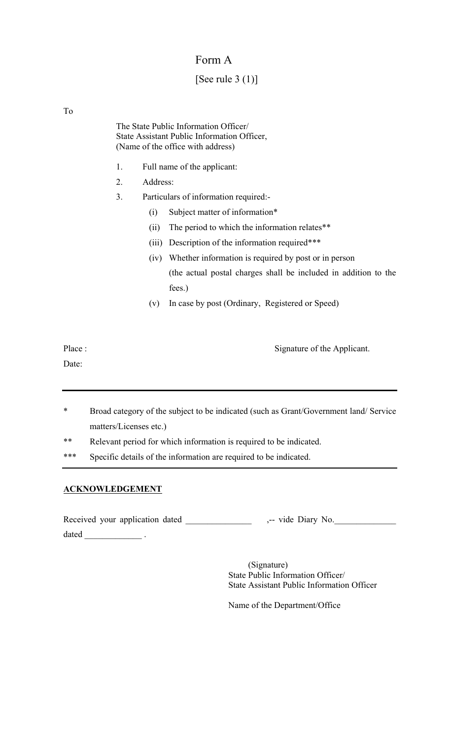# Form A

[See rule 3 (1)]

To

The State Public Information Officer/
State Assistant Public Information Officer,
(Name of the office with address)

1. Full name of the applicant:
2. Address:
3. Particulars of information required:-
   - (i) Subject matter of information*
   - (ii) The period to which the information relates**
   - (iii) Description of the information required***
   - (iv) Whether information is required by post or in person (the actual postal charges shall be included in addition to the fees.)
   - (v) In case by post (Ordinary, Registered or Speed)

Place :

Date:

Signature of the Applicant.

---

\* Broad category of the subject to be indicated (such as Grant/Government land/ Service matters/Licenses etc.)

\*\* Relevant period for which information is required to be indicated.

\*\*\* Specific details of the information are required to be indicated.

---

**ACKNOWLEDGEMENT**

Received your application dated _______________ ,-- vide Diary No.______________ dated _____________ .

(Signature)
State Public Information Officer/
State Assistant Public Information Officer

Name of the Department/Office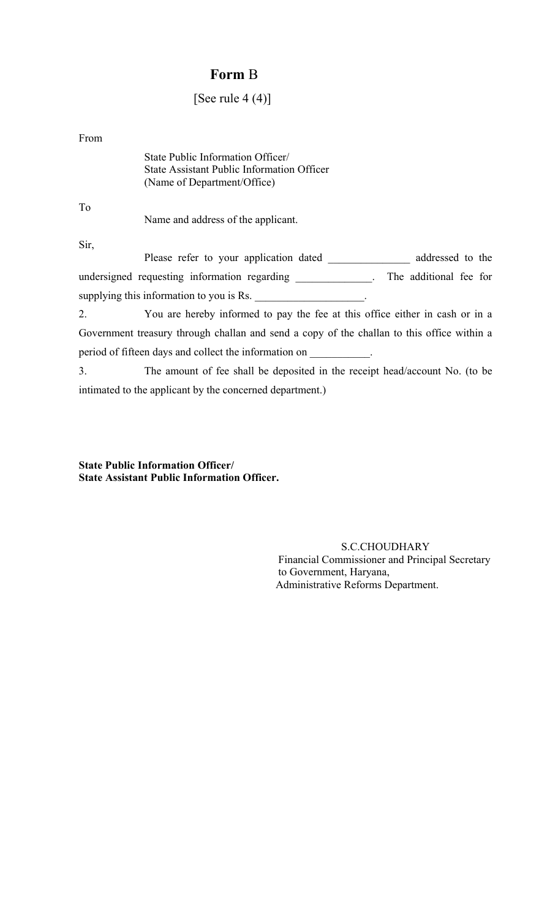# **Form** B

[See rule 4 (4)]

From

State Public Information Officer/
State Assistant Public Information Officer
(Name of Department/Office)

To

Name and address of the applicant.

Sir,

Please refer to your application dated _______________ addressed to the undersigned requesting information regarding ______________. The additional fee for supplying this information to you is Rs. ____________________.

2. You are hereby informed to pay the fee at this office either in cash or in a Government treasury through challan and send a copy of the challan to this office within a period of fifteen days and collect the information on ___________.

3. The amount of fee shall be deposited in the receipt head/account No. (to be intimated to the applicant by the concerned department.)

**State Public Information Officer/**
**State Assistant Public Information Officer.**

S.C.CHOUDHARY
Financial Commissioner and Principal Secretary
to Government, Haryana,
Administrative Reforms Department.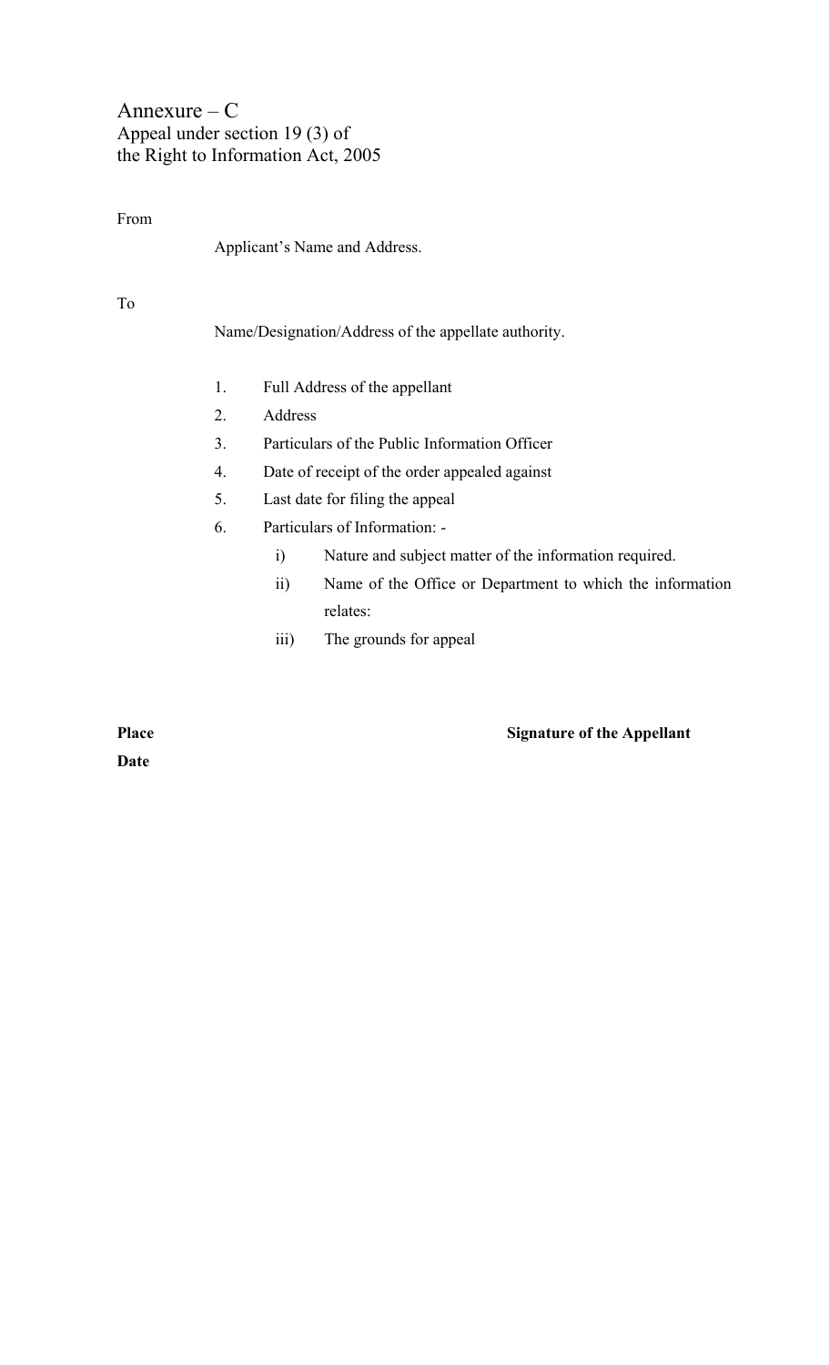Annexure – C
Appeal under section 19 (3) of
the Right to Information Act, 2005

From

Applicant's Name and Address.

To

Name/Designation/Address of the appellate authority.

1. Full Address of the appellant
2. Address
3. Particulars of the Public Information Officer
4. Date of receipt of the order appealed against
5. Last date for filing the appeal
6. Particulars of Information: -
   i) Nature and subject matter of the information required.
   ii) Name of the Office or Department to which the information relates:
   iii) The grounds for appeal

**Place** **Signature of the Appellant**

**Date**